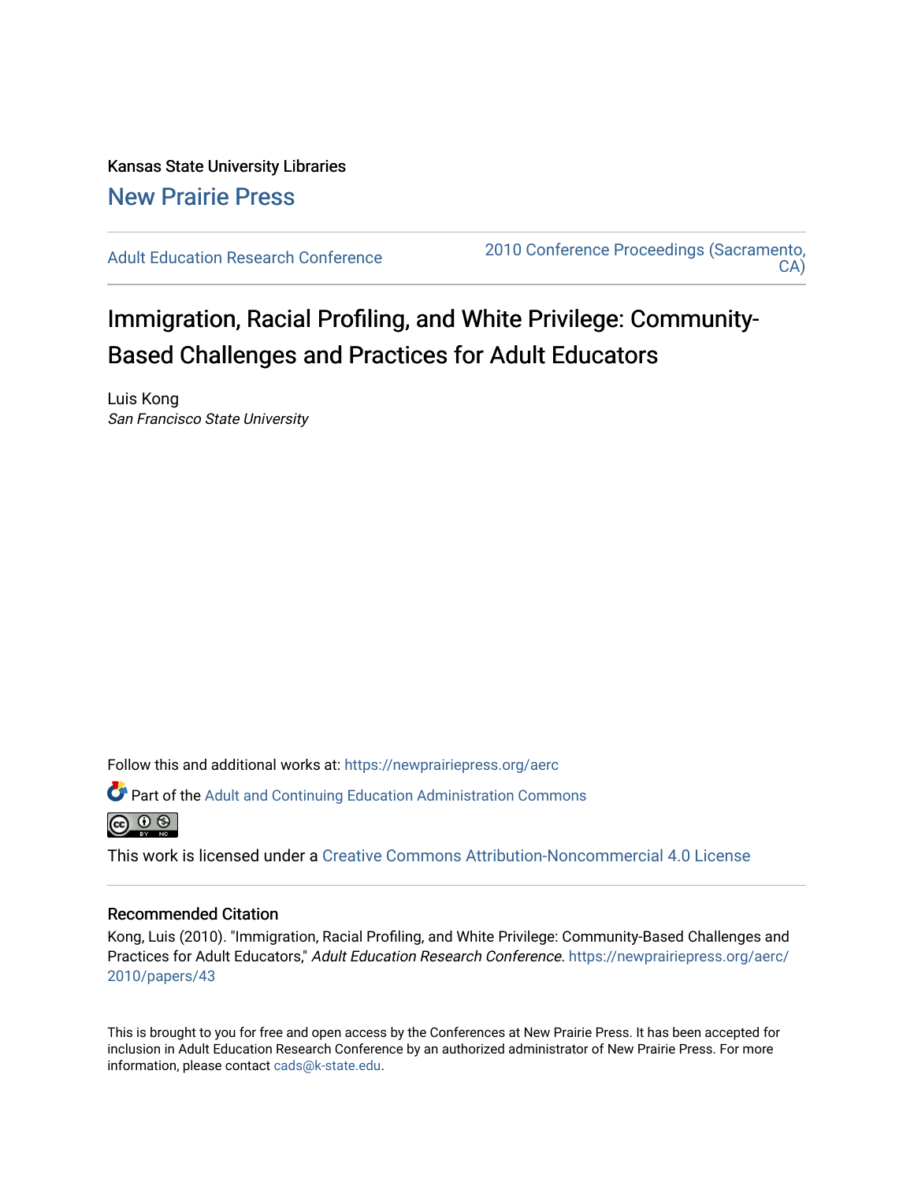Kansas State University Libraries

New Prairie Press

Adult Education Research Conference

2010 Conference Proceedings (Sacramento, CA)

# Immigration, Racial Profiling, and White Privilege: Community-Based Challenges and Practices for Adult Educators

Luis Kong

*San Francisco State University*

Follow this and additional works at: https://newprairiepress.org/aerc

Part of the Adult and Continuing Education Administration Commons

This work is licensed under a Creative Commons Attribution-Noncommercial 4.0 License

## Recommended Citation

Kong, Luis (2010). "Immigration, Racial Profiling, and White Privilege: Community-Based Challenges and Practices for Adult Educators," *Adult Education Research Conference*. https://newprairiepress.org/aerc/2010/papers/43

This is brought to you for free and open access by the Conferences at New Prairie Press. It has been accepted for inclusion in Adult Education Research Conference by an authorized administrator of New Prairie Press. For more information, please contact cads@k-state.edu.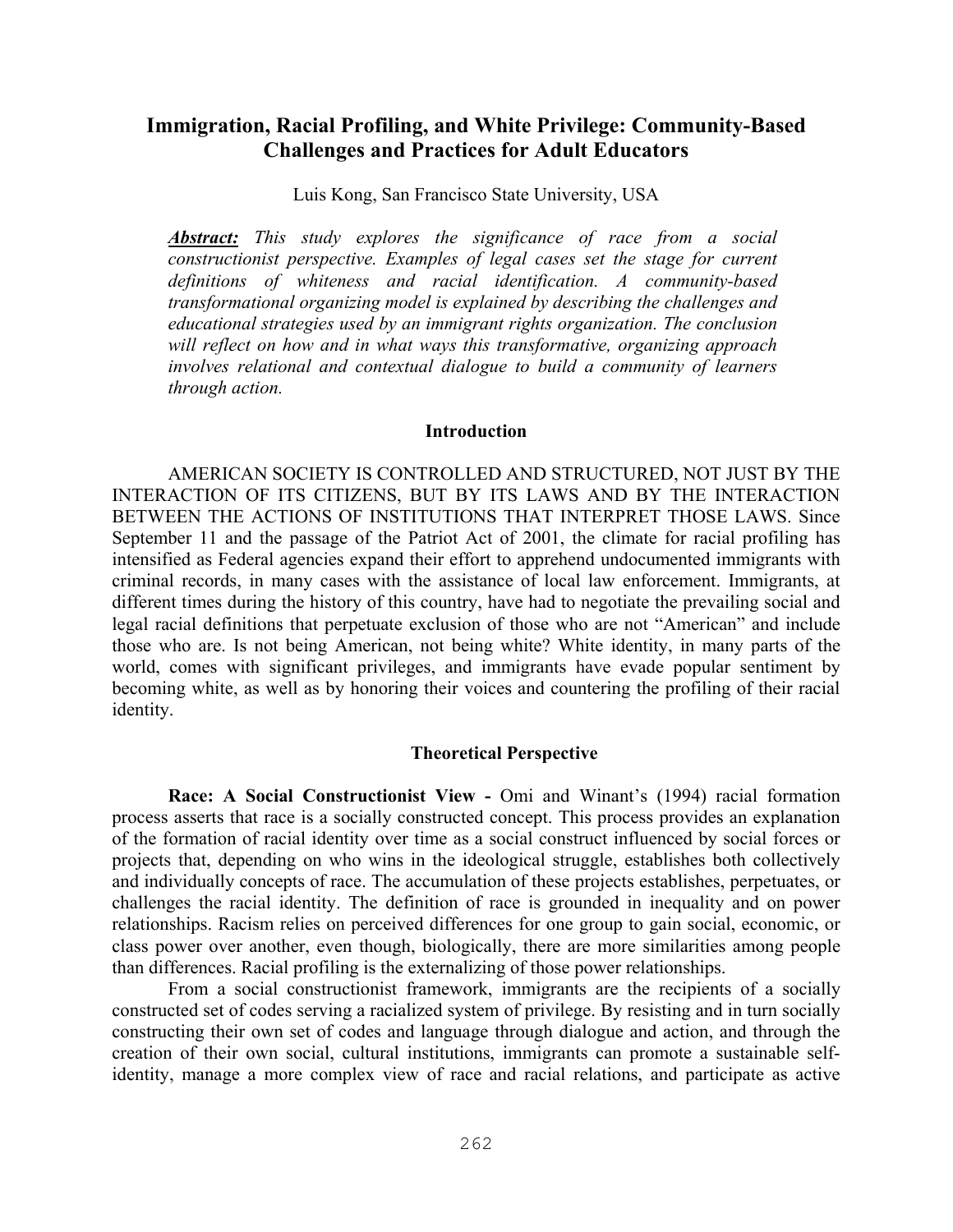# Immigration, Racial Profiling, and White Privilege: Community-Based Challenges and Practices for Adult Educators

Luis Kong, San Francisco State University, USA

***Abstract:*** *This study explores the significance of race from a social constructionist perspective. Examples of legal cases set the stage for current definitions of whiteness and racial identification. A community-based transformational organizing model is explained by describing the challenges and educational strategies used by an immigrant rights organization. The conclusion will reflect on how and in what ways this transformative, organizing approach involves relational and contextual dialogue to build a community of learners through action.*

## Introduction

AMERICAN SOCIETY IS CONTROLLED AND STRUCTURED, NOT JUST BY THE INTERACTION OF ITS CITIZENS, BUT BY ITS LAWS AND BY THE INTERACTION BETWEEN THE ACTIONS OF INSTITUTIONS THAT INTERPRET THOSE LAWS. Since September 11 and the passage of the Patriot Act of 2001, the climate for racial profiling has intensified as Federal agencies expand their effort to apprehend undocumented immigrants with criminal records, in many cases with the assistance of local law enforcement. Immigrants, at different times during the history of this country, have had to negotiate the prevailing social and legal racial definitions that perpetuate exclusion of those who are not "American" and include those who are. Is not being American, not being white? White identity, in many parts of the world, comes with significant privileges, and immigrants have evade popular sentiment by becoming white, as well as by honoring their voices and countering the profiling of their racial identity.

## Theoretical Perspective

**Race: A Social Constructionist View -** Omi and Winant's (1994) racial formation process asserts that race is a socially constructed concept. This process provides an explanation of the formation of racial identity over time as a social construct influenced by social forces or projects that, depending on who wins in the ideological struggle, establishes both collectively and individually concepts of race. The accumulation of these projects establishes, perpetuates, or challenges the racial identity. The definition of race is grounded in inequality and on power relationships. Racism relies on perceived differences for one group to gain social, economic, or class power over another, even though, biologically, there are more similarities among people than differences. Racial profiling is the externalizing of those power relationships.

From a social constructionist framework, immigrants are the recipients of a socially constructed set of codes serving a racialized system of privilege. By resisting and in turn socially constructing their own set of codes and language through dialogue and action, and through the creation of their own social, cultural institutions, immigrants can promote a sustainable self-identity, manage a more complex view of race and racial relations, and participate as active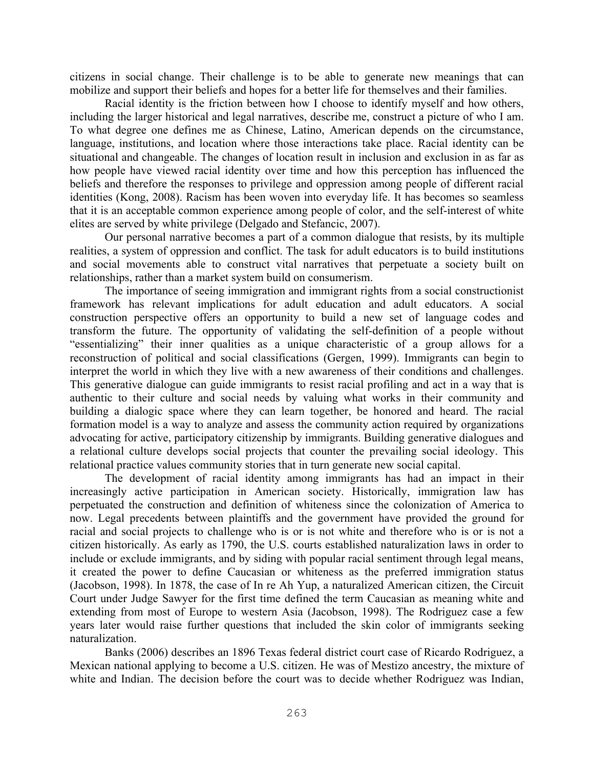citizens in social change. Their challenge is to be able to generate new meanings that can mobilize and support their beliefs and hopes for a better life for themselves and their families.

Racial identity is the friction between how I choose to identify myself and how others, including the larger historical and legal narratives, describe me, construct a picture of who I am. To what degree one defines me as Chinese, Latino, American depends on the circumstance, language, institutions, and location where those interactions take place. Racial identity can be situational and changeable. The changes of location result in inclusion and exclusion in as far as how people have viewed racial identity over time and how this perception has influenced the beliefs and therefore the responses to privilege and oppression among people of different racial identities (Kong, 2008). Racism has been woven into everyday life. It has becomes so seamless that it is an acceptable common experience among people of color, and the self-interest of white elites are served by white privilege (Delgado and Stefancic, 2007).

Our personal narrative becomes a part of a common dialogue that resists, by its multiple realities, a system of oppression and conflict. The task for adult educators is to build institutions and social movements able to construct vital narratives that perpetuate a society built on relationships, rather than a market system build on consumerism.

The importance of seeing immigration and immigrant rights from a social constructionist framework has relevant implications for adult education and adult educators. A social construction perspective offers an opportunity to build a new set of language codes and transform the future. The opportunity of validating the self-definition of a people without "essentializing" their inner qualities as a unique characteristic of a group allows for a reconstruction of political and social classifications (Gergen, 1999). Immigrants can begin to interpret the world in which they live with a new awareness of their conditions and challenges. This generative dialogue can guide immigrants to resist racial profiling and act in a way that is authentic to their culture and social needs by valuing what works in their community and building a dialogic space where they can learn together, be honored and heard. The racial formation model is a way to analyze and assess the community action required by organizations advocating for active, participatory citizenship by immigrants. Building generative dialogues and a relational culture develops social projects that counter the prevailing social ideology. This relational practice values community stories that in turn generate new social capital.

The development of racial identity among immigrants has had an impact in their increasingly active participation in American society. Historically, immigration law has perpetuated the construction and definition of whiteness since the colonization of America to now. Legal precedents between plaintiffs and the government have provided the ground for racial and social projects to challenge who is or is not white and therefore who is or is not a citizen historically. As early as 1790, the U.S. courts established naturalization laws in order to include or exclude immigrants, and by siding with popular racial sentiment through legal means, it created the power to define Caucasian or whiteness as the preferred immigration status (Jacobson, 1998). In 1878, the case of In re Ah Yup, a naturalized American citizen, the Circuit Court under Judge Sawyer for the first time defined the term Caucasian as meaning white and extending from most of Europe to western Asia (Jacobson, 1998). The Rodriguez case a few years later would raise further questions that included the skin color of immigrants seeking naturalization.

Banks (2006) describes an 1896 Texas federal district court case of Ricardo Rodriguez, a Mexican national applying to become a U.S. citizen. He was of Mestizo ancestry, the mixture of white and Indian. The decision before the court was to decide whether Rodriguez was Indian,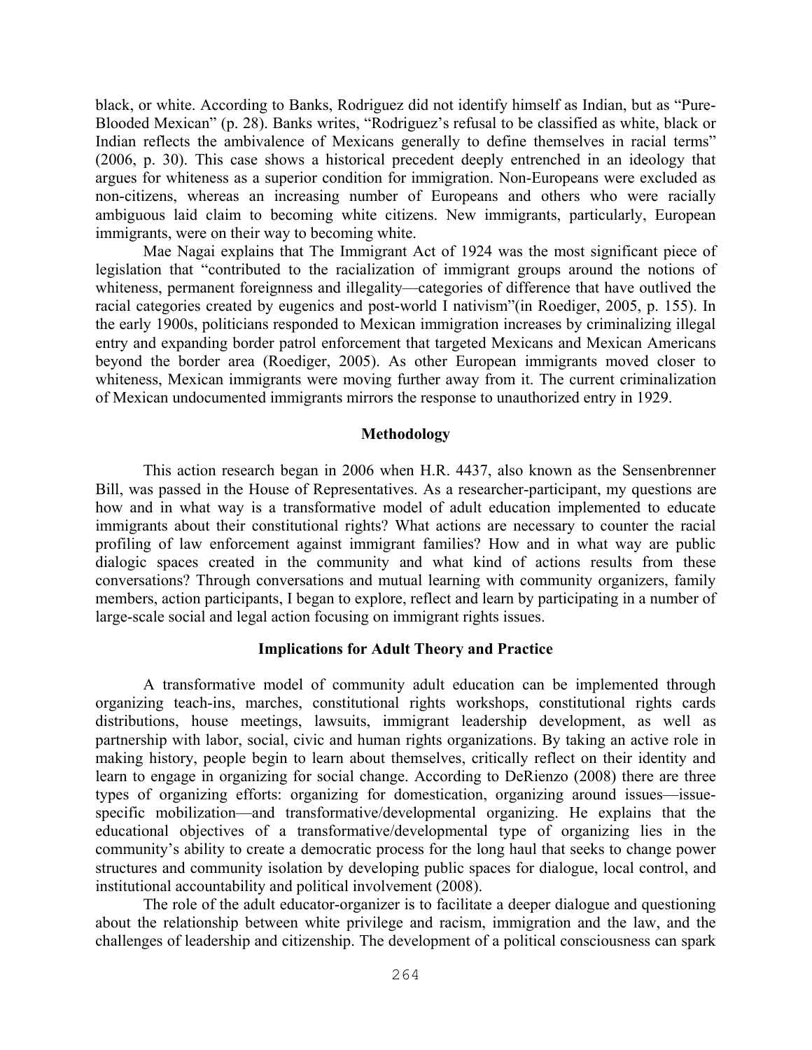black, or white. According to Banks, Rodriguez did not identify himself as Indian, but as "Pure-Blooded Mexican" (p. 28). Banks writes, "Rodriguez's refusal to be classified as white, black or Indian reflects the ambivalence of Mexicans generally to define themselves in racial terms" (2006, p. 30). This case shows a historical precedent deeply entrenched in an ideology that argues for whiteness as a superior condition for immigration. Non-Europeans were excluded as non-citizens, whereas an increasing number of Europeans and others who were racially ambiguous laid claim to becoming white citizens. New immigrants, particularly, European immigrants, were on their way to becoming white.

Mae Nagai explains that The Immigrant Act of 1924 was the most significant piece of legislation that "contributed to the racialization of immigrant groups around the notions of whiteness, permanent foreignness and illegality—categories of difference that have outlived the racial categories created by eugenics and post-world I nativism"(in Roediger, 2005, p. 155). In the early 1900s, politicians responded to Mexican immigration increases by criminalizing illegal entry and expanding border patrol enforcement that targeted Mexicans and Mexican Americans beyond the border area (Roediger, 2005). As other European immigrants moved closer to whiteness, Mexican immigrants were moving further away from it. The current criminalization of Mexican undocumented immigrants mirrors the response to unauthorized entry in 1929.

## Methodology

This action research began in 2006 when H.R. 4437, also known as the Sensenbrenner Bill, was passed in the House of Representatives. As a researcher-participant, my questions are how and in what way is a transformative model of adult education implemented to educate immigrants about their constitutional rights? What actions are necessary to counter the racial profiling of law enforcement against immigrant families? How and in what way are public dialogic spaces created in the community and what kind of actions results from these conversations? Through conversations and mutual learning with community organizers, family members, action participants, I began to explore, reflect and learn by participating in a number of large-scale social and legal action focusing on immigrant rights issues.

## Implications for Adult Theory and Practice

A transformative model of community adult education can be implemented through organizing teach-ins, marches, constitutional rights workshops, constitutional rights cards distributions, house meetings, lawsuits, immigrant leadership development, as well as partnership with labor, social, civic and human rights organizations. By taking an active role in making history, people begin to learn about themselves, critically reflect on their identity and learn to engage in organizing for social change. According to DeRienzo (2008) there are three types of organizing efforts: organizing for domestication, organizing around issues—issue-specific mobilization—and transformative/developmental organizing. He explains that the educational objectives of a transformative/developmental type of organizing lies in the community's ability to create a democratic process for the long haul that seeks to change power structures and community isolation by developing public spaces for dialogue, local control, and institutional accountability and political involvement (2008).

The role of the adult educator-organizer is to facilitate a deeper dialogue and questioning about the relationship between white privilege and racism, immigration and the law, and the challenges of leadership and citizenship. The development of a political consciousness can spark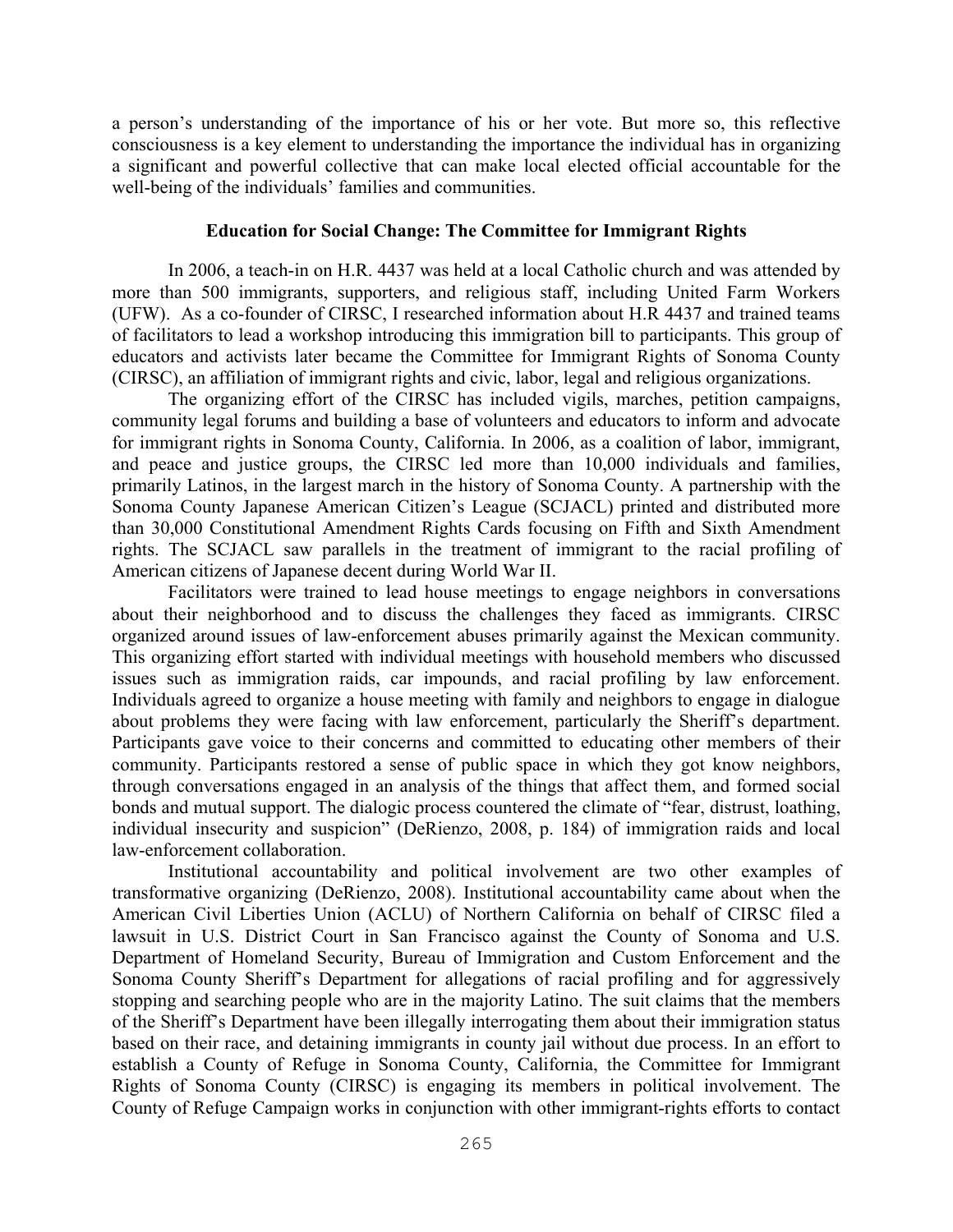a person's understanding of the importance of his or her vote. But more so, this reflective consciousness is a key element to understanding the importance the individual has in organizing a significant and powerful collective that can make local elected official accountable for the well-being of the individuals' families and communities.

## Education for Social Change: The Committee for Immigrant Rights

In 2006, a teach-in on H.R. 4437 was held at a local Catholic church and was attended by more than 500 immigrants, supporters, and religious staff, including United Farm Workers (UFW). As a co-founder of CIRSC, I researched information about H.R 4437 and trained teams of facilitators to lead a workshop introducing this immigration bill to participants. This group of educators and activists later became the Committee for Immigrant Rights of Sonoma County (CIRSC), an affiliation of immigrant rights and civic, labor, legal and religious organizations.

The organizing effort of the CIRSC has included vigils, marches, petition campaigns, community legal forums and building a base of volunteers and educators to inform and advocate for immigrant rights in Sonoma County, California. In 2006, as a coalition of labor, immigrant, and peace and justice groups, the CIRSC led more than 10,000 individuals and families, primarily Latinos, in the largest march in the history of Sonoma County. A partnership with the Sonoma County Japanese American Citizen's League (SCJACL) printed and distributed more than 30,000 Constitutional Amendment Rights Cards focusing on Fifth and Sixth Amendment rights. The SCJACL saw parallels in the treatment of immigrant to the racial profiling of American citizens of Japanese decent during World War II.

Facilitators were trained to lead house meetings to engage neighbors in conversations about their neighborhood and to discuss the challenges they faced as immigrants. CIRSC organized around issues of law-enforcement abuses primarily against the Mexican community. This organizing effort started with individual meetings with household members who discussed issues such as immigration raids, car impounds, and racial profiling by law enforcement. Individuals agreed to organize a house meeting with family and neighbors to engage in dialogue about problems they were facing with law enforcement, particularly the Sheriff's department. Participants gave voice to their concerns and committed to educating other members of their community. Participants restored a sense of public space in which they got know neighbors, through conversations engaged in an analysis of the things that affect them, and formed social bonds and mutual support. The dialogic process countered the climate of "fear, distrust, loathing, individual insecurity and suspicion" (DeRienzo, 2008, p. 184) of immigration raids and local law-enforcement collaboration.

Institutional accountability and political involvement are two other examples of transformative organizing (DeRienzo, 2008). Institutional accountability came about when the American Civil Liberties Union (ACLU) of Northern California on behalf of CIRSC filed a lawsuit in U.S. District Court in San Francisco against the County of Sonoma and U.S. Department of Homeland Security, Bureau of Immigration and Custom Enforcement and the Sonoma County Sheriff's Department for allegations of racial profiling and for aggressively stopping and searching people who are in the majority Latino. The suit claims that the members of the Sheriff's Department have been illegally interrogating them about their immigration status based on their race, and detaining immigrants in county jail without due process. In an effort to establish a County of Refuge in Sonoma County, California, the Committee for Immigrant Rights of Sonoma County (CIRSC) is engaging its members in political involvement. The County of Refuge Campaign works in conjunction with other immigrant-rights efforts to contact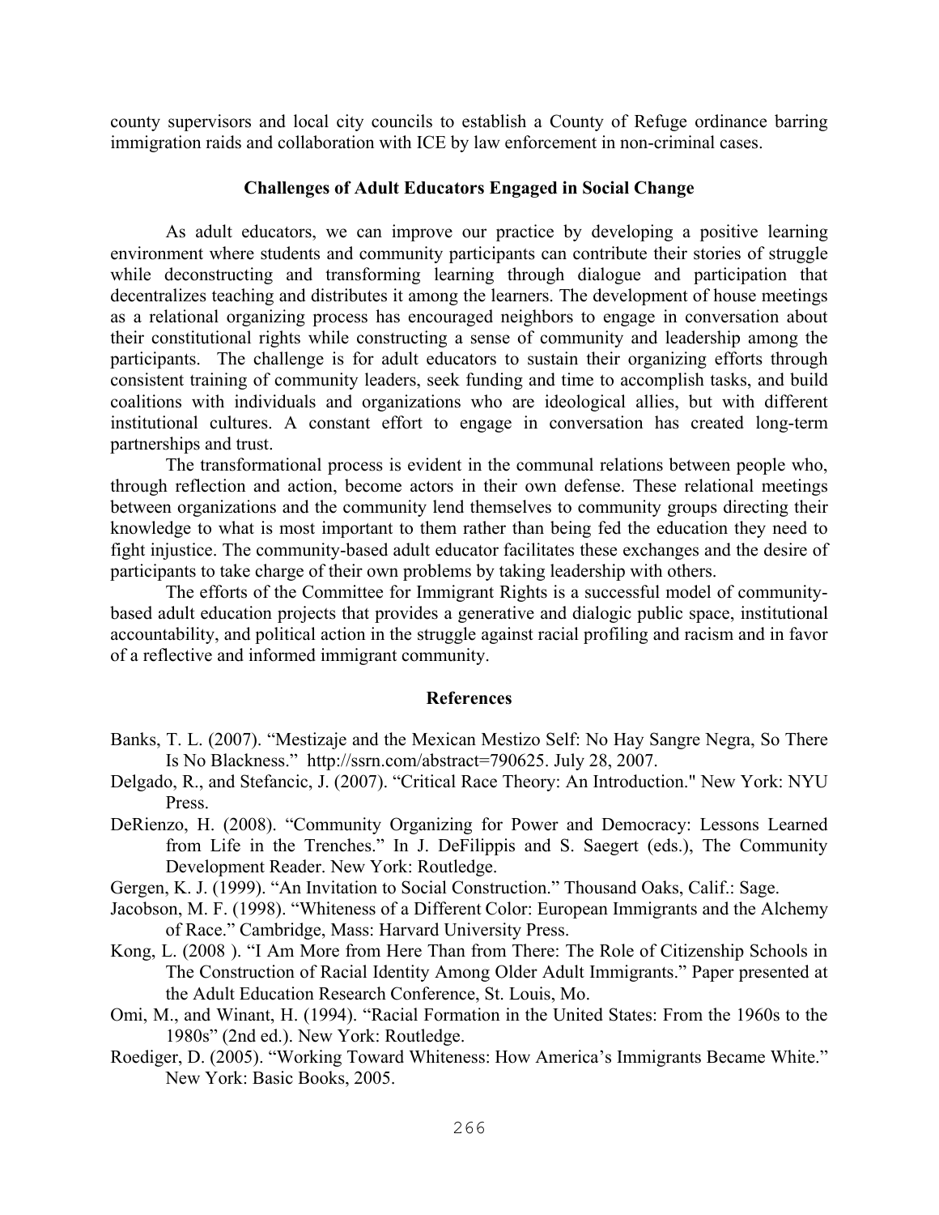county supervisors and local city councils to establish a County of Refuge ordinance barring immigration raids and collaboration with ICE by law enforcement in non-criminal cases.

## Challenges of Adult Educators Engaged in Social Change

As adult educators, we can improve our practice by developing a positive learning environment where students and community participants can contribute their stories of struggle while deconstructing and transforming learning through dialogue and participation that decentralizes teaching and distributes it among the learners. The development of house meetings as a relational organizing process has encouraged neighbors to engage in conversation about their constitutional rights while constructing a sense of community and leadership among the participants. The challenge is for adult educators to sustain their organizing efforts through consistent training of community leaders, seek funding and time to accomplish tasks, and build coalitions with individuals and organizations who are ideological allies, but with different institutional cultures. A constant effort to engage in conversation has created long-term partnerships and trust.

The transformational process is evident in the communal relations between people who, through reflection and action, become actors in their own defense. These relational meetings between organizations and the community lend themselves to community groups directing their knowledge to what is most important to them rather than being fed the education they need to fight injustice. The community-based adult educator facilitates these exchanges and the desire of participants to take charge of their own problems by taking leadership with others.

The efforts of the Committee for Immigrant Rights is a successful model of community-based adult education projects that provides a generative and dialogic public space, institutional accountability, and political action in the struggle against racial profiling and racism and in favor of a reflective and informed immigrant community.

## References

Banks, T. L. (2007). "Mestizaje and the Mexican Mestizo Self: No Hay Sangre Negra, So There Is No Blackness." http://ssrn.com/abstract=790625. July 28, 2007.

Delgado, R., and Stefancic, J. (2007). "Critical Race Theory: An Introduction." New York: NYU Press.

DeRienzo, H. (2008). "Community Organizing for Power and Democracy: Lessons Learned from Life in the Trenches." In J. DeFilippis and S. Saegert (eds.), The Community Development Reader. New York: Routledge.

Gergen, K. J. (1999). "An Invitation to Social Construction." Thousand Oaks, Calif.: Sage.

Jacobson, M. F. (1998). "Whiteness of a Different Color: European Immigrants and the Alchemy of Race." Cambridge, Mass: Harvard University Press.

Kong, L. (2008 ). "I Am More from Here Than from There: The Role of Citizenship Schools in The Construction of Racial Identity Among Older Adult Immigrants." Paper presented at the Adult Education Research Conference, St. Louis, Mo.

Omi, M., and Winant, H. (1994). "Racial Formation in the United States: From the 1960s to the 1980s" (2nd ed.). New York: Routledge.

Roediger, D. (2005). "Working Toward Whiteness: How America's Immigrants Became White." New York: Basic Books, 2005.